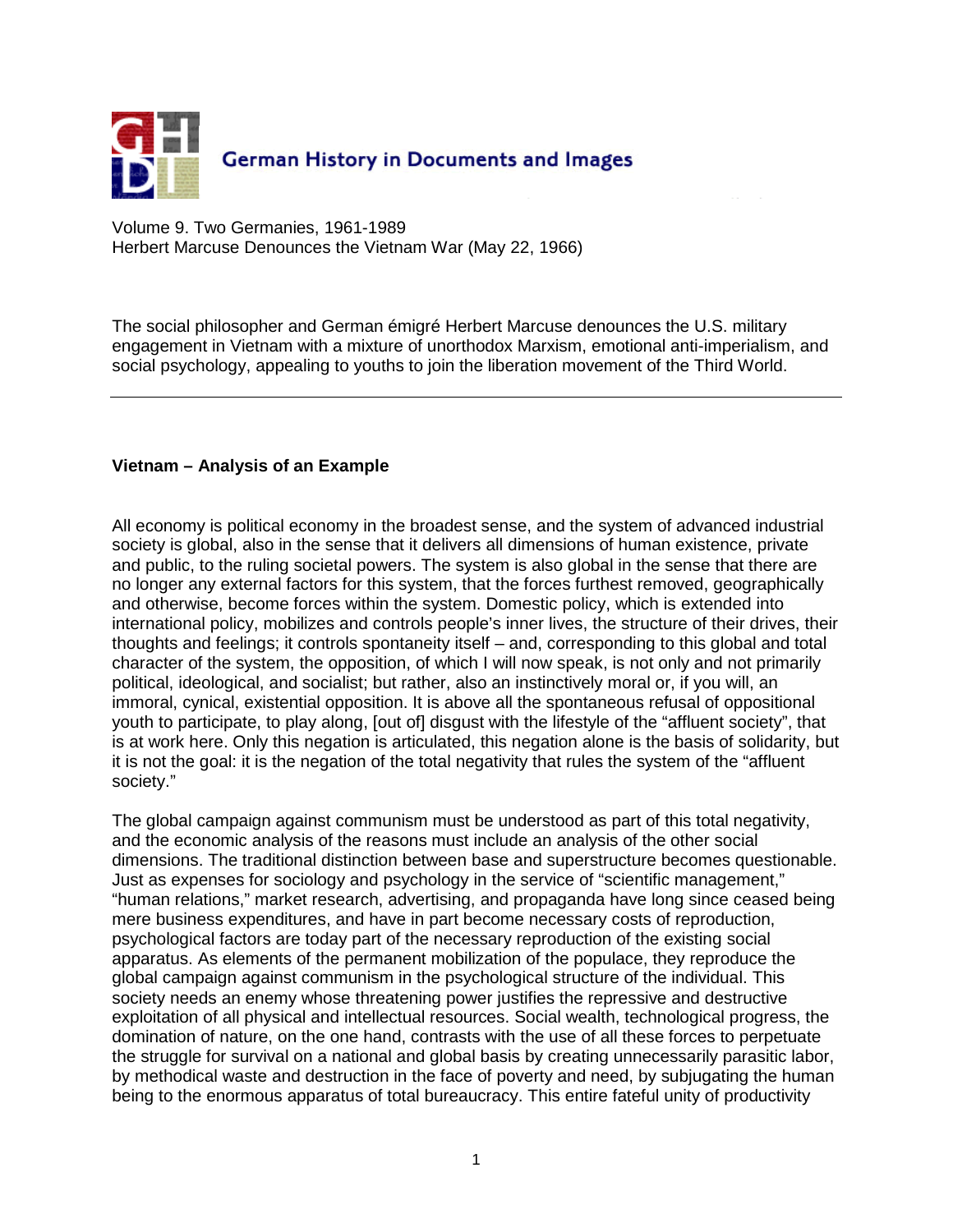German History in Documents and Images

Volume 9. Two Germanies, 1961-1989
Herbert Marcuse Denounces the Vietnam War (May 22, 1966)

The social philosopher and German émigré Herbert Marcuse denounces the U.S. military engagement in Vietnam with a mixture of unorthodox Marxism, emotional anti-imperialism, and social psychology, appealing to youths to join the liberation movement of the Third World.

---

**Vietnam – Analysis of an Example**

All economy is political economy in the broadest sense, and the system of advanced industrial society is global, also in the sense that it delivers all dimensions of human existence, private and public, to the ruling societal powers. The system is also global in the sense that there are no longer any external factors for this system, that the forces furthest removed, geographically and otherwise, become forces within the system. Domestic policy, which is extended into international policy, mobilizes and controls people's inner lives, the structure of their drives, their thoughts and feelings; it controls spontaneity itself – and, corresponding to this global and total character of the system, the opposition, of which I will now speak, is not only and not primarily political, ideological, and socialist; but rather, also an instinctively moral or, if you will, an immoral, cynical, existential opposition. It is above all the spontaneous refusal of oppositional youth to participate, to play along, [out of] disgust with the lifestyle of the "affluent society", that is at work here. Only this negation is articulated, this negation alone is the basis of solidarity, but it is not the goal: it is the negation of the total negativity that rules the system of the "affluent society."

The global campaign against communism must be understood as part of this total negativity, and the economic analysis of the reasons must include an analysis of the other social dimensions. The traditional distinction between base and superstructure becomes questionable. Just as expenses for sociology and psychology in the service of "scientific management," "human relations," market research, advertising, and propaganda have long since ceased being mere business expenditures, and have in part become necessary costs of reproduction, psychological factors are today part of the necessary reproduction of the existing social apparatus. As elements of the permanent mobilization of the populace, they reproduce the global campaign against communism in the psychological structure of the individual. This society needs an enemy whose threatening power justifies the repressive and destructive exploitation of all physical and intellectual resources. Social wealth, technological progress, the domination of nature, on the one hand, contrasts with the use of all these forces to perpetuate the struggle for survival on a national and global basis by creating unnecessarily parasitic labor, by methodical waste and destruction in the face of poverty and need, by subjugating the human being to the enormous apparatus of total bureaucracy. This entire fateful unity of productivity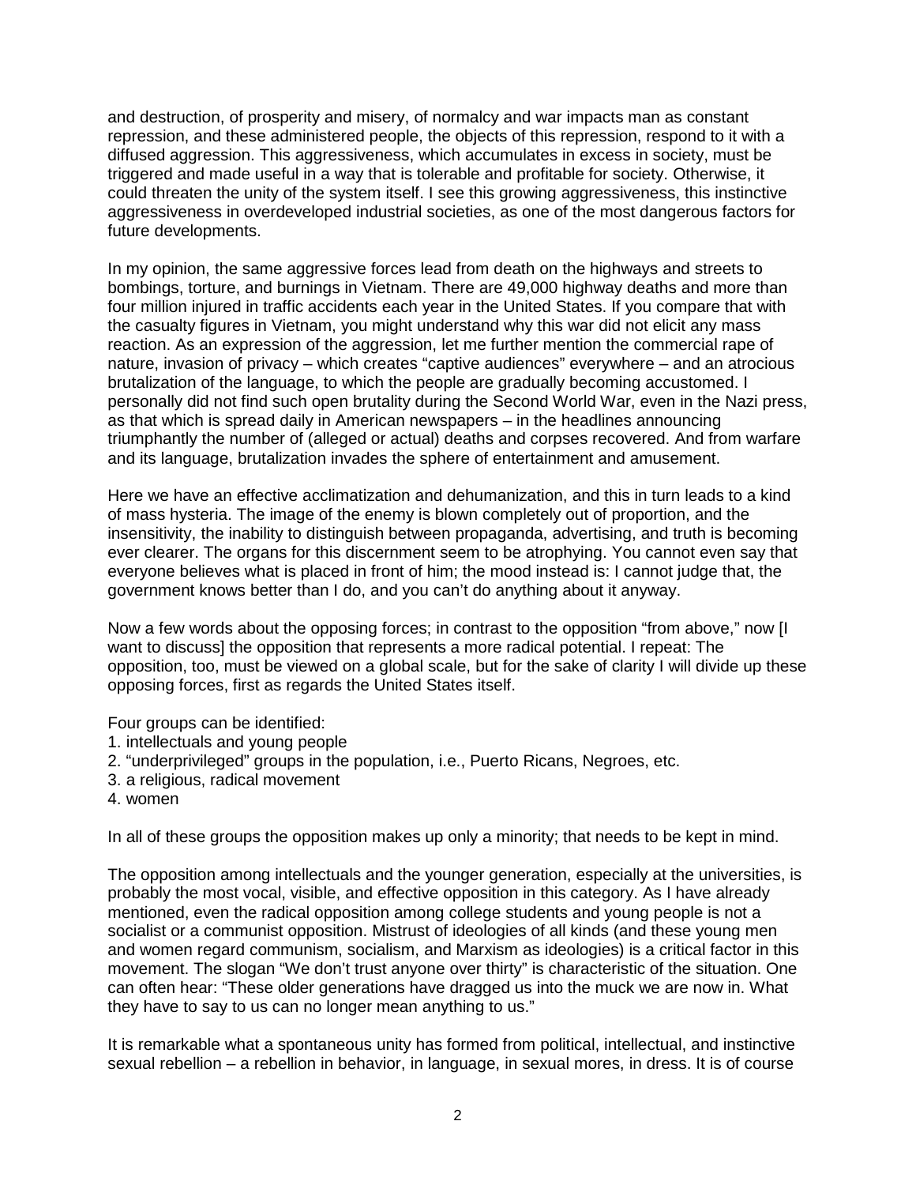and destruction, of prosperity and misery, of normalcy and war impacts man as constant repression, and these administered people, the objects of this repression, respond to it with a diffused aggression. This aggressiveness, which accumulates in excess in society, must be triggered and made useful in a way that is tolerable and profitable for society. Otherwise, it could threaten the unity of the system itself. I see this growing aggressiveness, this instinctive aggressiveness in overdeveloped industrial societies, as one of the most dangerous factors for future developments.

In my opinion, the same aggressive forces lead from death on the highways and streets to bombings, torture, and burnings in Vietnam. There are 49,000 highway deaths and more than four million injured in traffic accidents each year in the United States. If you compare that with the casualty figures in Vietnam, you might understand why this war did not elicit any mass reaction. As an expression of the aggression, let me further mention the commercial rape of nature, invasion of privacy – which creates "captive audiences" everywhere – and an atrocious brutalization of the language, to which the people are gradually becoming accustomed. I personally did not find such open brutality during the Second World War, even in the Nazi press, as that which is spread daily in American newspapers – in the headlines announcing triumphantly the number of (alleged or actual) deaths and corpses recovered. And from warfare and its language, brutalization invades the sphere of entertainment and amusement.

Here we have an effective acclimatization and dehumanization, and this in turn leads to a kind of mass hysteria. The image of the enemy is blown completely out of proportion, and the insensitivity, the inability to distinguish between propaganda, advertising, and truth is becoming ever clearer. The organs for this discernment seem to be atrophying. You cannot even say that everyone believes what is placed in front of him; the mood instead is: I cannot judge that, the government knows better than I do, and you can't do anything about it anyway.

Now a few words about the opposing forces; in contrast to the opposition "from above," now [I want to discuss] the opposition that represents a more radical potential. I repeat: The opposition, too, must be viewed on a global scale, but for the sake of clarity I will divide up these opposing forces, first as regards the United States itself.

Four groups can be identified:

1. intellectuals and young people
2. "underprivileged" groups in the population, i.e., Puerto Ricans, Negroes, etc.
3. a religious, radical movement
4. women

In all of these groups the opposition makes up only a minority; that needs to be kept in mind.

The opposition among intellectuals and the younger generation, especially at the universities, is probably the most vocal, visible, and effective opposition in this category. As I have already mentioned, even the radical opposition among college students and young people is not a socialist or a communist opposition. Mistrust of ideologies of all kinds (and these young men and women regard communism, socialism, and Marxism as ideologies) is a critical factor in this movement. The slogan "We don't trust anyone over thirty" is characteristic of the situation. One can often hear: "These older generations have dragged us into the muck we are now in. What they have to say to us can no longer mean anything to us."

It is remarkable what a spontaneous unity has formed from political, intellectual, and instinctive sexual rebellion – a rebellion in behavior, in language, in sexual mores, in dress. It is of course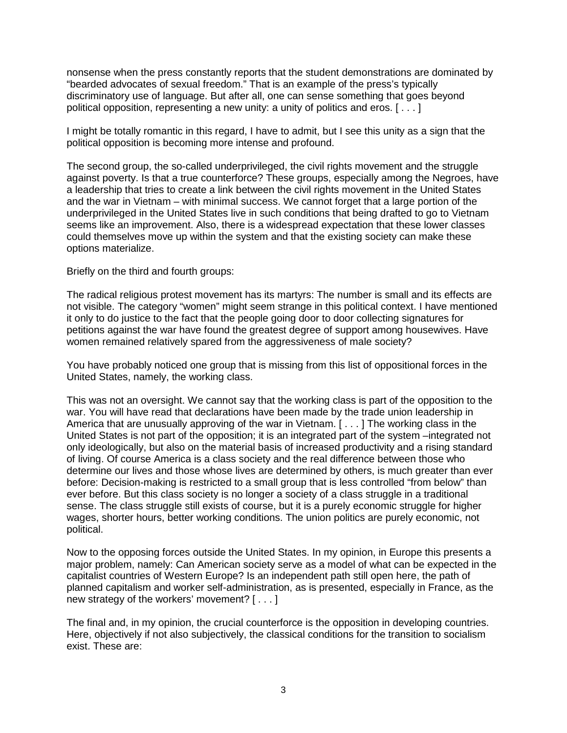nonsense when the press constantly reports that the student demonstrations are dominated by "bearded advocates of sexual freedom." That is an example of the press's typically discriminatory use of language. But after all, one can sense something that goes beyond political opposition, representing a new unity: a unity of politics and eros. [ . . . ]

I might be totally romantic in this regard, I have to admit, but I see this unity as a sign that the political opposition is becoming more intense and profound.

The second group, the so-called underprivileged, the civil rights movement and the struggle against poverty. Is that a true counterforce? These groups, especially among the Negroes, have a leadership that tries to create a link between the civil rights movement in the United States and the war in Vietnam – with minimal success. We cannot forget that a large portion of the underprivileged in the United States live in such conditions that being drafted to go to Vietnam seems like an improvement. Also, there is a widespread expectation that these lower classes could themselves move up within the system and that the existing society can make these options materialize.

Briefly on the third and fourth groups:

The radical religious protest movement has its martyrs: The number is small and its effects are not visible. The category "women" might seem strange in this political context. I have mentioned it only to do justice to the fact that the people going door to door collecting signatures for petitions against the war have found the greatest degree of support among housewives. Have women remained relatively spared from the aggressiveness of male society?

You have probably noticed one group that is missing from this list of oppositional forces in the United States, namely, the working class.

This was not an oversight. We cannot say that the working class is part of the opposition to the war. You will have read that declarations have been made by the trade union leadership in America that are unusually approving of the war in Vietnam. [ . . . ] The working class in the United States is not part of the opposition; it is an integrated part of the system –integrated not only ideologically, but also on the material basis of increased productivity and a rising standard of living. Of course America is a class society and the real difference between those who determine our lives and those whose lives are determined by others, is much greater than ever before: Decision-making is restricted to a small group that is less controlled "from below" than ever before. But this class society is no longer a society of a class struggle in a traditional sense. The class struggle still exists of course, but it is a purely economic struggle for higher wages, shorter hours, better working conditions. The union politics are purely economic, not political.

Now to the opposing forces outside the United States. In my opinion, in Europe this presents a major problem, namely: Can American society serve as a model of what can be expected in the capitalist countries of Western Europe? Is an independent path still open here, the path of planned capitalism and worker self-administration, as is presented, especially in France, as the new strategy of the workers' movement? [ . . . ]

The final and, in my opinion, the crucial counterforce is the opposition in developing countries. Here, objectively if not also subjectively, the classical conditions for the transition to socialism exist. These are: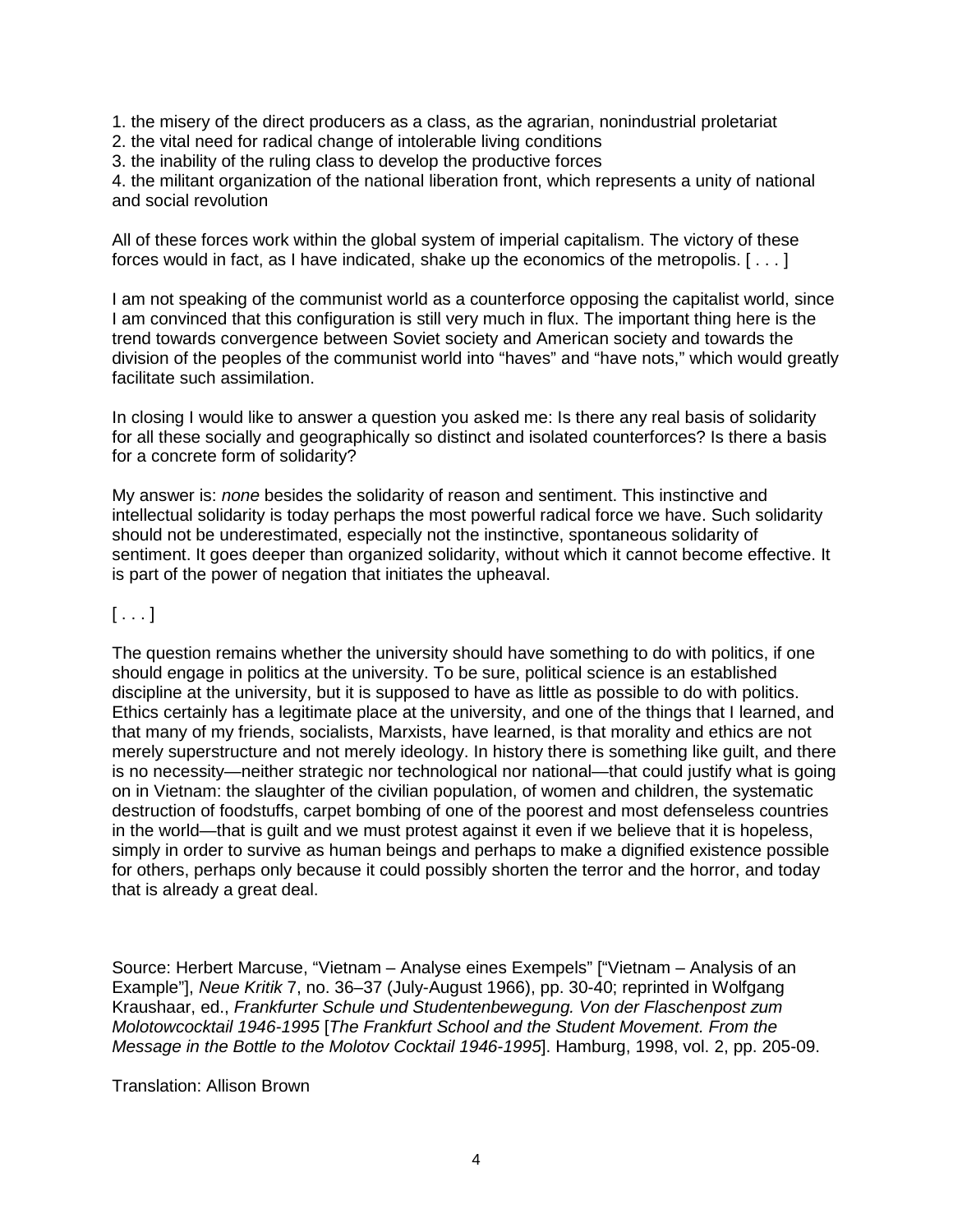1. the misery of the direct producers as a class, as the agrarian, nonindustrial proletariat
2. the vital need for radical change of intolerable living conditions
3. the inability of the ruling class to develop the productive forces
4. the militant organization of the national liberation front, which represents a unity of national and social revolution

All of these forces work within the global system of imperial capitalism. The victory of these forces would in fact, as I have indicated, shake up the economics of the metropolis. [ . . . ]

I am not speaking of the communist world as a counterforce opposing the capitalist world, since I am convinced that this configuration is still very much in flux. The important thing here is the trend towards convergence between Soviet society and American society and towards the division of the peoples of the communist world into "haves" and "have nots," which would greatly facilitate such assimilation.

In closing I would like to answer a question you asked me: Is there any real basis of solidarity for all these socially and geographically so distinct and isolated counterforces? Is there a basis for a concrete form of solidarity?

My answer is: *none* besides the solidarity of reason and sentiment. This instinctive and intellectual solidarity is today perhaps the most powerful radical force we have. Such solidarity should not be underestimated, especially not the instinctive, spontaneous solidarity of sentiment. It goes deeper than organized solidarity, without which it cannot become effective. It is part of the power of negation that initiates the upheaval.

[ . . . ]

The question remains whether the university should have something to do with politics, if one should engage in politics at the university. To be sure, political science is an established discipline at the university, but it is supposed to have as little as possible to do with politics. Ethics certainly has a legitimate place at the university, and one of the things that I learned, and that many of my friends, socialists, Marxists, have learned, is that morality and ethics are not merely superstructure and not merely ideology. In history there is something like guilt, and there is no necessity—neither strategic nor technological nor national—that could justify what is going on in Vietnam: the slaughter of the civilian population, of women and children, the systematic destruction of foodstuffs, carpet bombing of one of the poorest and most defenseless countries in the world—that is guilt and we must protest against it even if we believe that it is hopeless, simply in order to survive as human beings and perhaps to make a dignified existence possible for others, perhaps only because it could possibly shorten the terror and the horror, and today that is already a great deal.

Source: Herbert Marcuse, "Vietnam – Analyse eines Exempels" ["Vietnam – Analysis of an Example"], *Neue Kritik* 7, no. 36–37 (July-August 1966), pp. 30-40; reprinted in Wolfgang Kraushaar, ed., *Frankfurter Schule und Studentenbewegung. Von der Flaschenpost zum Molotowcocktail 1946-1995* [*The Frankfurt School and the Student Movement. From the Message in the Bottle to the Molotov Cocktail 1946-1995*]. Hamburg, 1998, vol. 2, pp. 205-09.

Translation: Allison Brown